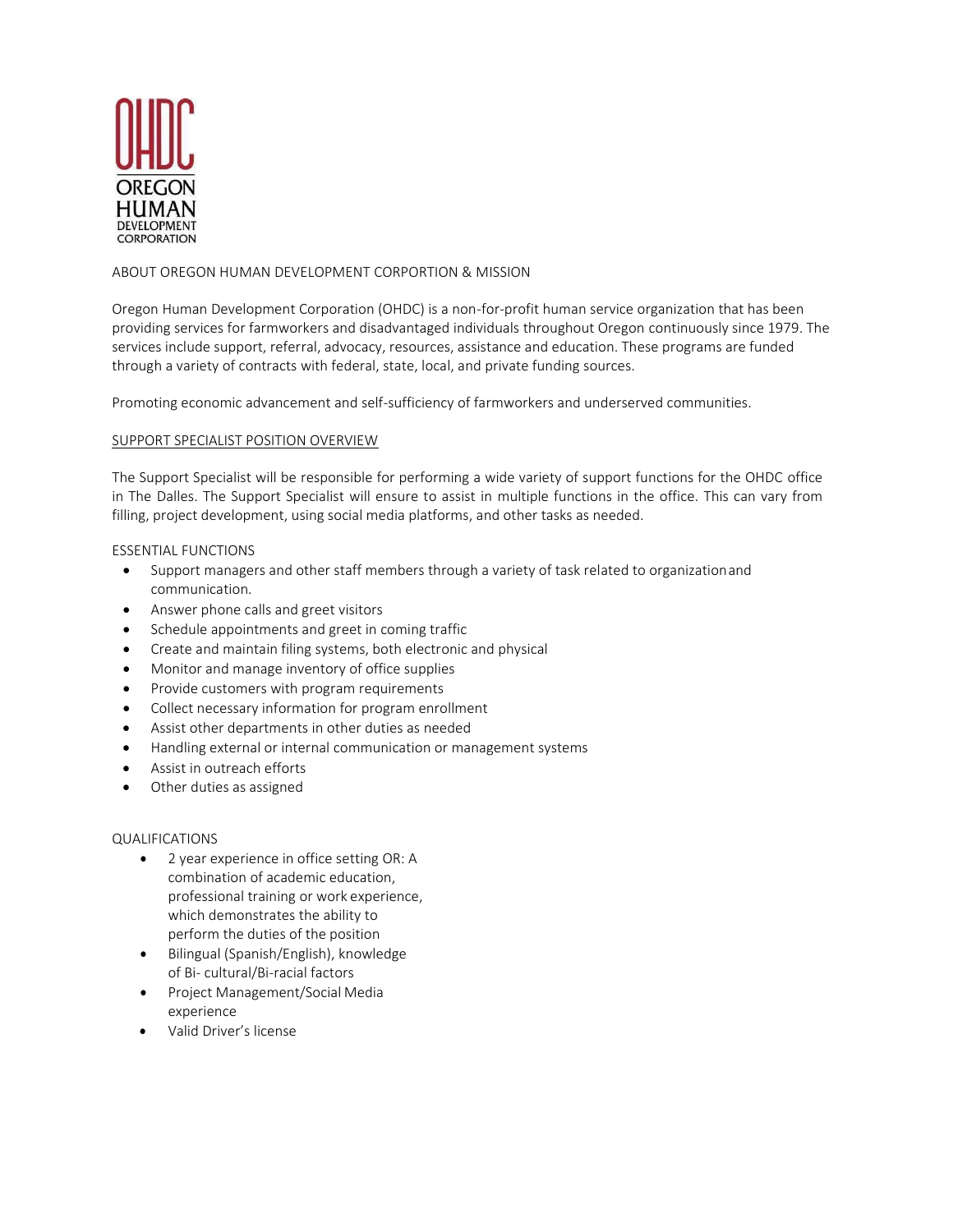OHDC
OREGON
HUMAN
DEVELOPMENT
CORPORATION

ABOUT OREGON HUMAN DEVELOPMENT CORPORTION & MISSION

Oregon Human Development Corporation (OHDC) is a non-for-profit human service organization that has been providing services for farmworkers and disadvantaged individuals throughout Oregon continuously since 1979. The services include support, referral, advocacy, resources, assistance and education. These programs are funded through a variety of contracts with federal, state, local, and private funding sources.

Promoting economic advancement and self-sufficiency of farmworkers and underserved communities.

SUPPORT SPECIALIST POSITION OVERVIEW

The Support Specialist will be responsible for performing a wide variety of support functions for the OHDC office in The Dalles. The Support Specialist will ensure to assist in multiple functions in the office. This can vary from filling, project development, using social media platforms, and other tasks as needed.

ESSENTIAL FUNCTIONS

- Support managers and other staff members through a variety of task related to organization and communication.
- Answer phone calls and greet visitors
- Schedule appointments and greet in coming traffic
- Create and maintain filing systems, both electronic and physical
- Monitor and manage inventory of office supplies
- Provide customers with program requirements
- Collect necessary information for program enrollment
- Assist other departments in other duties as needed
- Handling external or internal communication or management systems
- Assist in outreach efforts
- Other duties as assigned

QUALIFICATIONS

- 2 year experience in office setting OR: A combination of academic education, professional training or work experience, which demonstrates the ability to perform the duties of the position
- Bilingual (Spanish/English), knowledge of Bi- cultural/Bi-racial factors
- Project Management/Social Media experience
- Valid Driver's license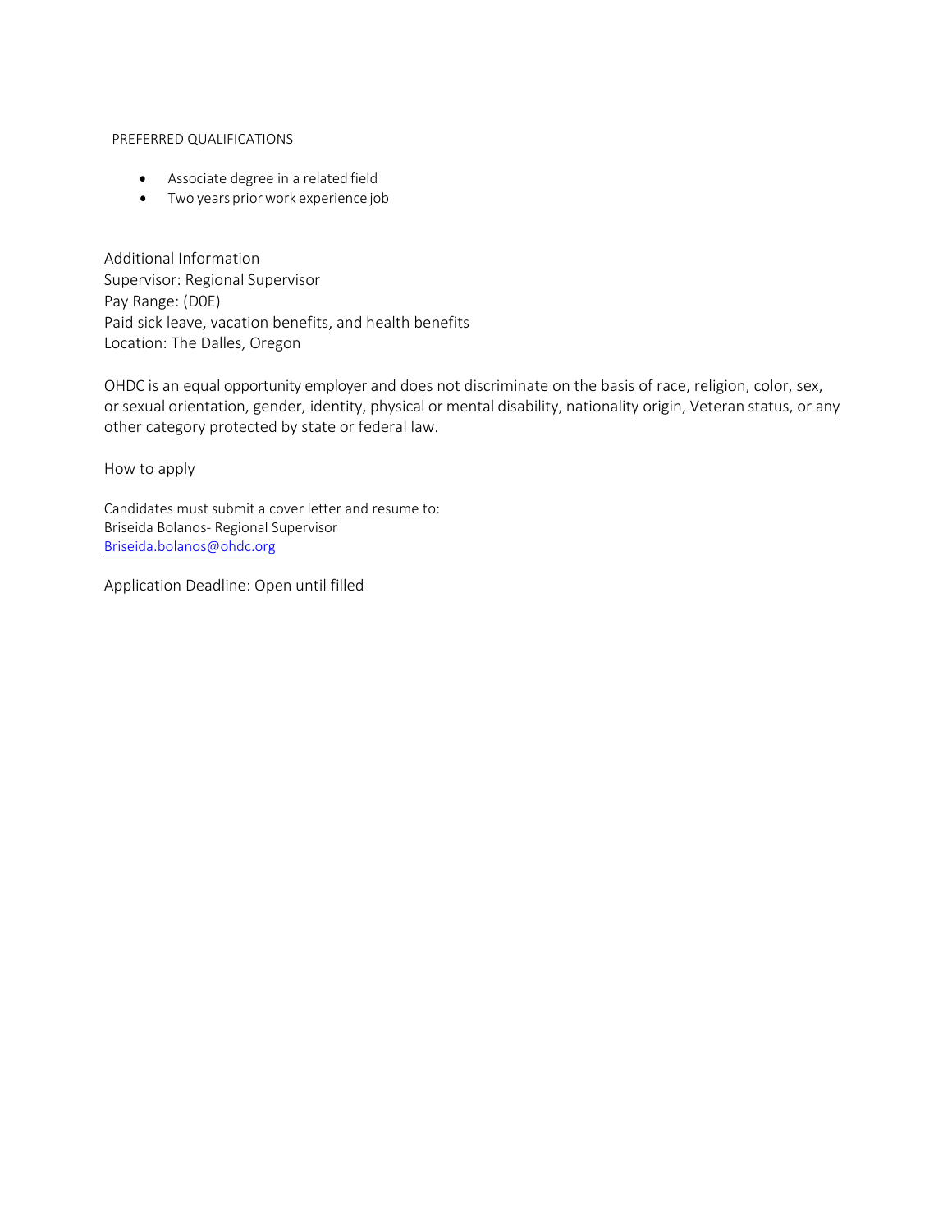PREFERRED QUALIFICATIONS

- Associate degree in a related field
- Two years prior work experience job

Additional Information
Supervisor: Regional Supervisor
Pay Range: (D0E)
Paid sick leave, vacation benefits, and health benefits
Location: The Dalles, Oregon

OHDC is an equal opportunity employer and does not discriminate on the basis of race, religion, color, sex, or sexual orientation, gender, identity, physical or mental disability, nationality origin, Veteran status, or any other category protected by state or federal law.

How to apply

Candidates must submit a cover letter and resume to:
Briseida Bolanos- Regional Supervisor
Briseida.bolanos@ohdc.org

Application Deadline: Open until filled